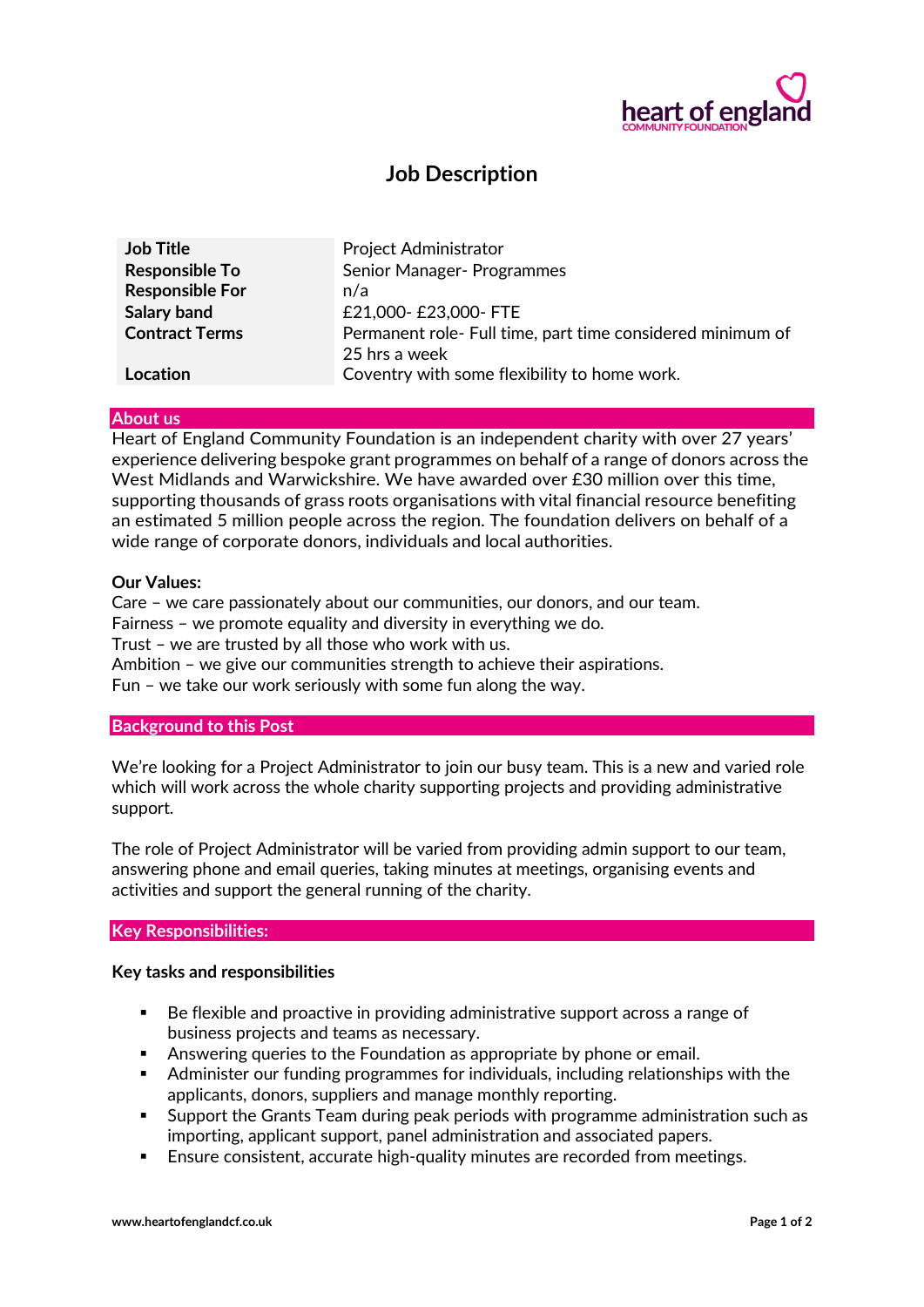# Job Description

| | |
|---|---|
| **Job Title** | Project Administrator |
| **Responsible To** | Senior Manager- Programmes |
| **Responsible For** | n/a |
| **Salary band** | £21,000- £23,000- FTE |
| **Contract Terms** | Permanent role- Full time, part time considered minimum of 25 hrs a week |
| **Location** | Coventry with some flexibility to home work. |

## About us

Heart of England Community Foundation is an independent charity with over 27 years' experience delivering bespoke grant programmes on behalf of a range of donors across the West Midlands and Warwickshire. We have awarded over £30 million over this time, supporting thousands of grass roots organisations with vital financial resource benefiting an estimated 5 million people across the region. The foundation delivers on behalf of a wide range of corporate donors, individuals and local authorities.

**Our Values:**

Care – we care passionately about our communities, our donors, and our team.
Fairness – we promote equality and diversity in everything we do.
Trust – we are trusted by all those who work with us.
Ambition – we give our communities strength to achieve their aspirations.
Fun – we take our work seriously with some fun along the way.

## Background to this Post

We're looking for a Project Administrator to join our busy team. This is a new and varied role which will work across the whole charity supporting projects and providing administrative support.

The role of Project Administrator will be varied from providing admin support to our team, answering phone and email queries, taking minutes at meetings, organising events and activities and support the general running of the charity.

## Key Responsibilities:

**Key tasks and responsibilities**

- Be flexible and proactive in providing administrative support across a range of business projects and teams as necessary.
- Answering queries to the Foundation as appropriate by phone or email.
- Administer our funding programmes for individuals, including relationships with the applicants, donors, suppliers and manage monthly reporting.
- Support the Grants Team during peak periods with programme administration such as importing, applicant support, panel administration and associated papers.
- Ensure consistent, accurate high-quality minutes are recorded from meetings.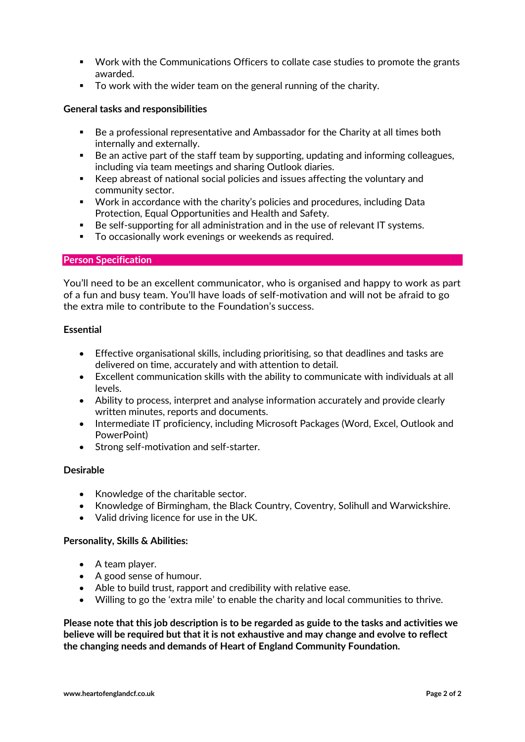- Work with the Communications Officers to collate case studies to promote the grants awarded.
- To work with the wider team on the general running of the charity.

**General tasks and responsibilities**

- Be a professional representative and Ambassador for the Charity at all times both internally and externally.
- Be an active part of the staff team by supporting, updating and informing colleagues, including via team meetings and sharing Outlook diaries.
- Keep abreast of national social policies and issues affecting the voluntary and community sector.
- Work in accordance with the charity's policies and procedures, including Data Protection, Equal Opportunities and Health and Safety.
- Be self-supporting for all administration and in the use of relevant IT systems.
- To occasionally work evenings or weekends as required.

## Person Specification

You'll need to be an excellent communicator, who is organised and happy to work as part of a fun and busy team. You'll have loads of self-motivation and will not be afraid to go the extra mile to contribute to the Foundation's success.

**Essential**

- Effective organisational skills, including prioritising, so that deadlines and tasks are delivered on time, accurately and with attention to detail.
- Excellent communication skills with the ability to communicate with individuals at all levels.
- Ability to process, interpret and analyse information accurately and provide clearly written minutes, reports and documents.
- Intermediate IT proficiency, including Microsoft Packages (Word, Excel, Outlook and PowerPoint)
- Strong self-motivation and self-starter.

**Desirable**

- Knowledge of the charitable sector.
- Knowledge of Birmingham, the Black Country, Coventry, Solihull and Warwickshire.
- Valid driving licence for use in the UK.

**Personality, Skills & Abilities:**

- A team player.
- A good sense of humour.
- Able to build trust, rapport and credibility with relative ease.
- Willing to go the 'extra mile' to enable the charity and local communities to thrive.

**Please note that this job description is to be regarded as guide to the tasks and activities we believe will be required but that it is not exhaustive and may change and evolve to reflect the changing needs and demands of Heart of England Community Foundation.**